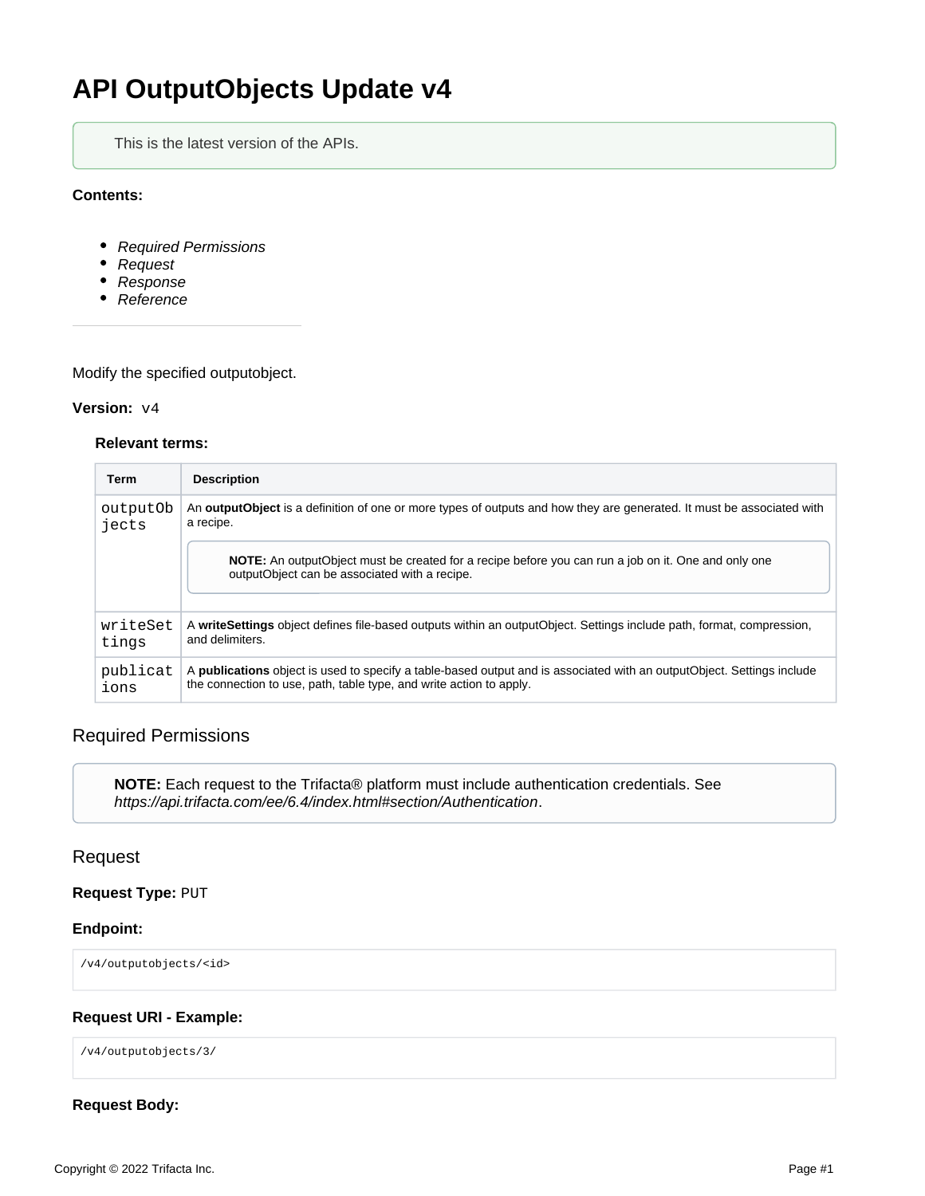# API OutputObjects Update v4

> This is the latest version of the APIs.

**Contents:**

- *Required Permissions*
- *Request*
- *Response*
- *Reference*

---

Modify the specified outputobject.

**Version:** `v4`

**Relevant terms:**

| Term | Description |
| --- | --- |
| outputObjects | An **outputObject** is a definition of one or more types of outputs and how they are generated. It must be associated with a recipe.<br><br>**NOTE:** An outputObject must be created for a recipe before you can run a job on it. One and only one outputObject can be associated with a recipe. |
| writeSettings | A **writeSettings** object defines file-based outputs within an outputObject. Settings include path, format, compression, and delimiters. |
| publications | A **publications** object is used to specify a table-based output and is associated with an outputObject. Settings include the connection to use, path, table type, and write action to apply. |

## Required Permissions

> **NOTE:** Each request to the Trifacta® platform must include authentication credentials. See *https://api.trifacta.com/ee/6.4/index.html#section/Authentication*.

## Request

**Request Type:** PUT

**Endpoint:**

```
/v4/outputobjects/<id>
```

**Request URI - Example:**

```
/v4/outputobjects/3/
```

**Request Body:**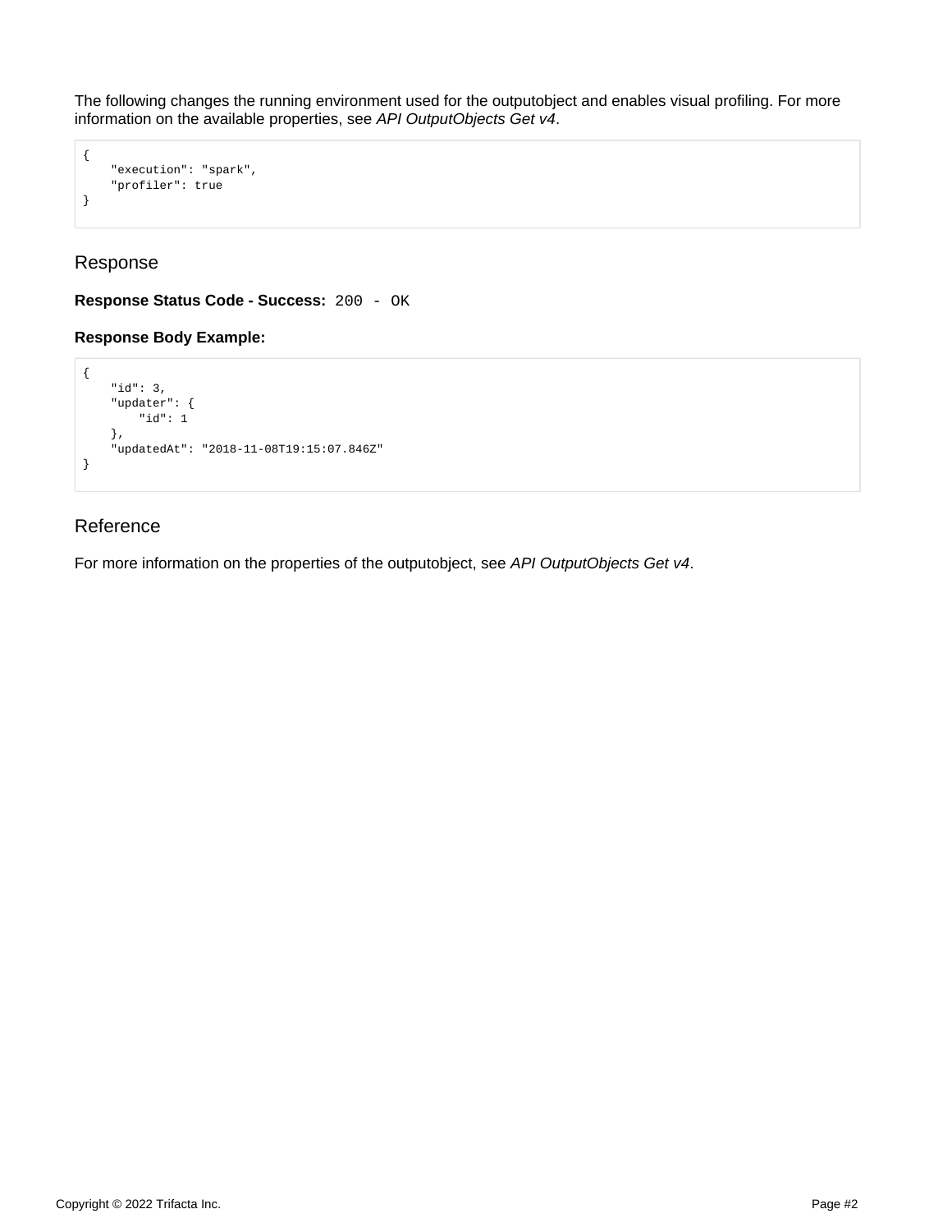The following changes the running environment used for the outputobject and enables visual profiling. For more information on the available properties, see *API OutputObjects Get v4*.

```
{
    "execution": "spark",
    "profiler": true
}
```

## Response

**Response Status Code - Success:** `200 - OK`

**Response Body Example:**

```
{
    "id": 3,
    "updater": {
        "id": 1
    },
    "updatedAt": "2018-11-08T19:15:07.846Z"
}
```

## Reference

For more information on the properties of the outputobject, see *API OutputObjects Get v4*.